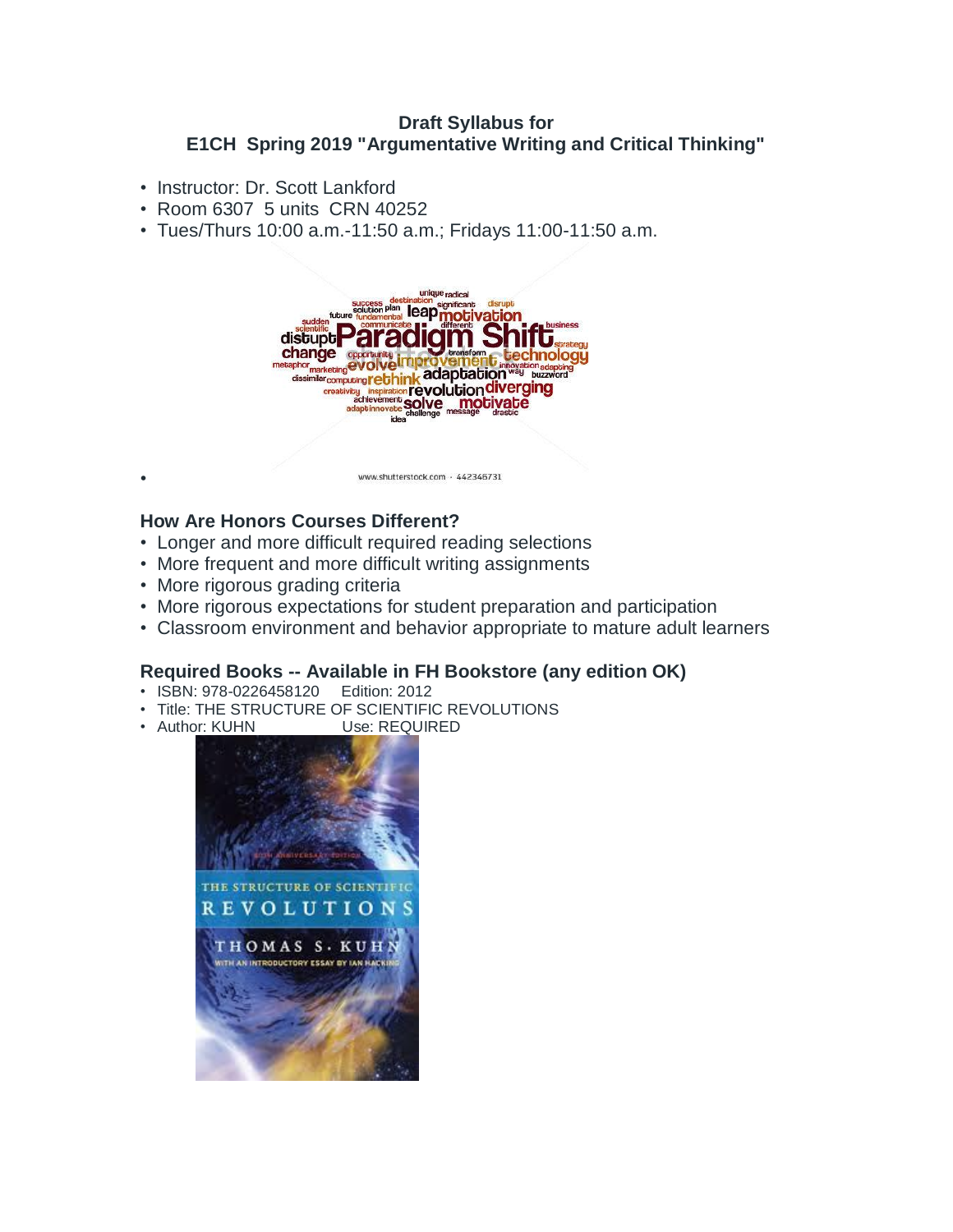**Draft Syllabus for**
**E1CH Spring 2019 "Argumentative Writing and Critical Thinking"**

- Instructor: Dr. Scott Lankford
- Room 6307 5 units CRN 40252
- Tues/Thurs 10:00 a.m.-11:50 a.m.; Fridays 11:00-11:50 a.m.

### How Are Honors Courses Different?

- Longer and more difficult required reading selections
- More frequent and more difficult writing assignments
- More rigorous grading criteria
- More rigorous expectations for student preparation and participation
- Classroom environment and behavior appropriate to mature adult learners

### Required Books -- Available in FH Bookstore (any edition OK)

- ISBN: 978-0226458120 Edition: 2012
- Title: THE STRUCTURE OF SCIENTIFIC REVOLUTIONS
- Author: KUHN Use: REQUIRED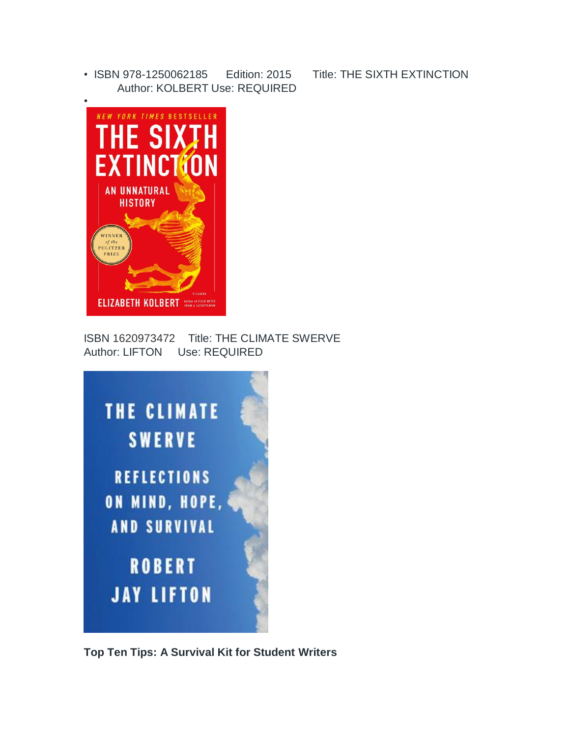- ISBN 978-1250062185 Edition: 2015 Title: THE SIXTH EXTINCTION Author: KOLBERT Use: REQUIRED
-

ISBN 1620973472 Title: THE CLIMATE SWERVE
Author: LIFTON Use: REQUIRED

**Top Ten Tips: A Survival Kit for Student Writers**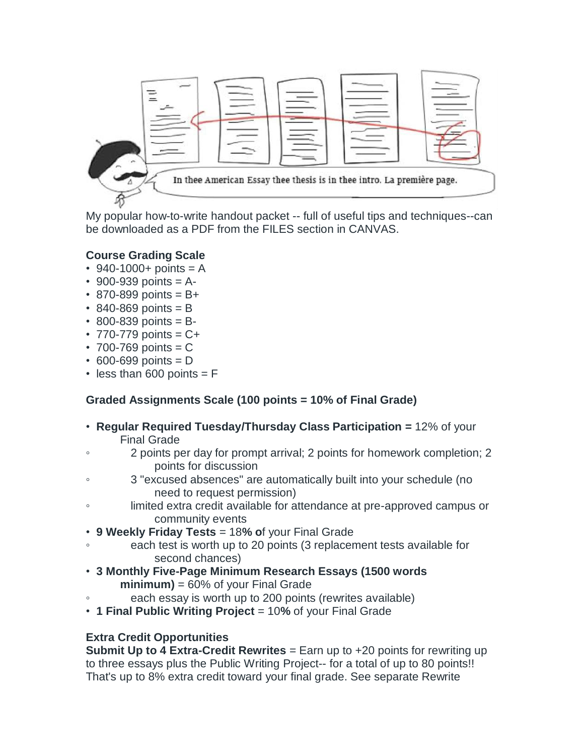My popular how-to-write handout packet -- full of useful tips and techniques--can be downloaded as a PDF from the FILES section in CANVAS.

**Course Grading Scale**

- 940-1000+ points = A
- 900-939 points = A-
- 870-899 points = B+
- 840-869 points = B
- 800-839 points = B-
- 770-779 points = C+
- 700-769 points = C
- 600-699 points = D
- less than 600 points = F

**Graded Assignments Scale (100 points = 10% of Final Grade)**

- **Regular Required Tuesday/Thursday Class Participation =** 12% of your Final Grade
  - 2 points per day for prompt arrival; 2 points for homework completion; 2 points for discussion
  - 3 "excused absences" are automatically built into your schedule (no need to request permission)
  - limited extra credit available for attendance at pre-approved campus or community events
- **9 Weekly Friday Tests** = 18**% o**f your Final Grade
  - each test is worth up to 20 points (3 replacement tests available for second chances)
- **3 Monthly Five-Page Minimum Research Essays (1500 words minimum)** = 60% of your Final Grade
  - each essay is worth up to 200 points (rewrites available)
- **1 Final Public Writing Project** = 10**%** of your Final Grade

**Extra Credit Opportunities**

**Submit Up to 4 Extra-Credit Rewrites** = Earn up to +20 points for rewriting up to three essays plus the Public Writing Project-- for a total of up to 80 points!! That's up to 8% extra credit toward your final grade. See separate Rewrite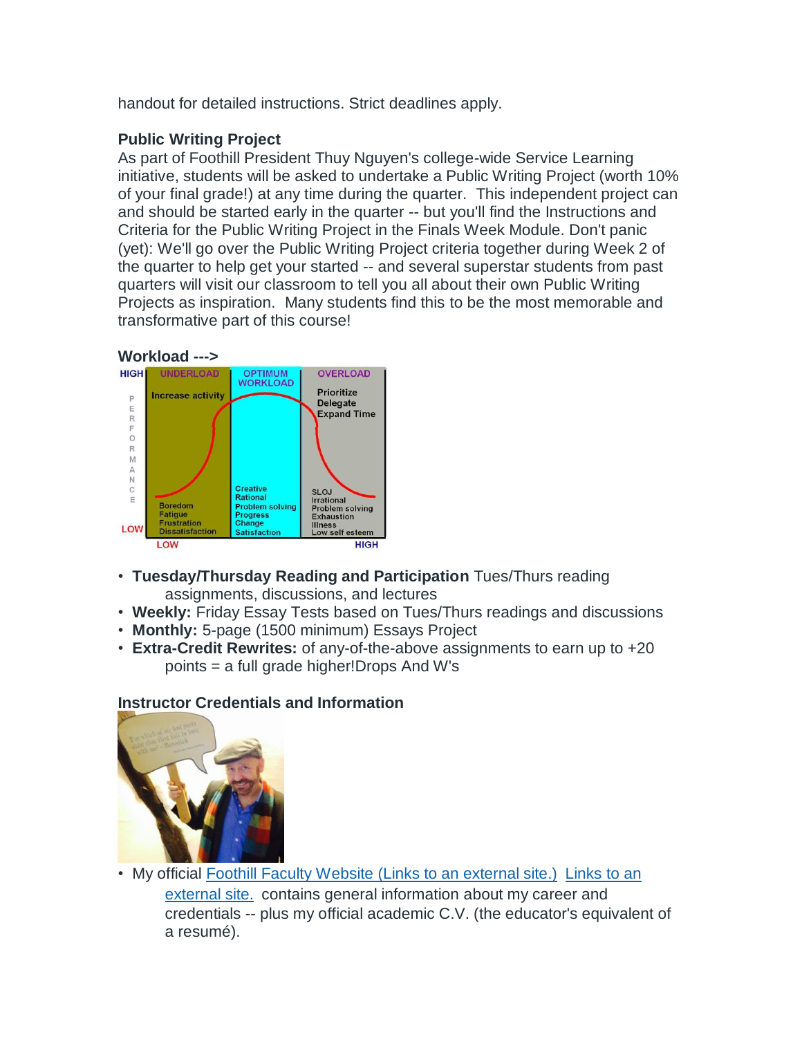handout for detailed instructions. Strict deadlines apply.

**Public Writing Project**
As part of Foothill President Thuy Nguyen's college-wide Service Learning initiative, students will be asked to undertake a Public Writing Project (worth 10% of your final grade!) at any time during the quarter. This independent project can and should be started early in the quarter -- but you'll find the Instructions and Criteria for the Public Writing Project in the Finals Week Module. Don't panic (yet): We'll go over the Public Writing Project criteria together during Week 2 of the quarter to help get your started -- and several superstar students from past quarters will visit our classroom to tell you all about their own Public Writing Projects as inspiration. Many students find this to be the most memorable and transformative part of this course!

**Workload --->**

- **Tuesday/Thursday Reading and Participation** Tues/Thurs reading assignments, discussions, and lectures
- **Weekly:** Friday Essay Tests based on Tues/Thurs readings and discussions
- **Monthly:** 5-page (1500 minimum) Essays Project
- **Extra-Credit Rewrites:** of any-of-the-above assignments to earn up to +20 points = a full grade higher!Drops And W's

**Instructor Credentials and Information**

- My official Foothill Faculty Website (Links to an external site.) Links to an external site. contains general information about my career and credentials -- plus my official academic C.V. (the educator's equivalent of a resumé).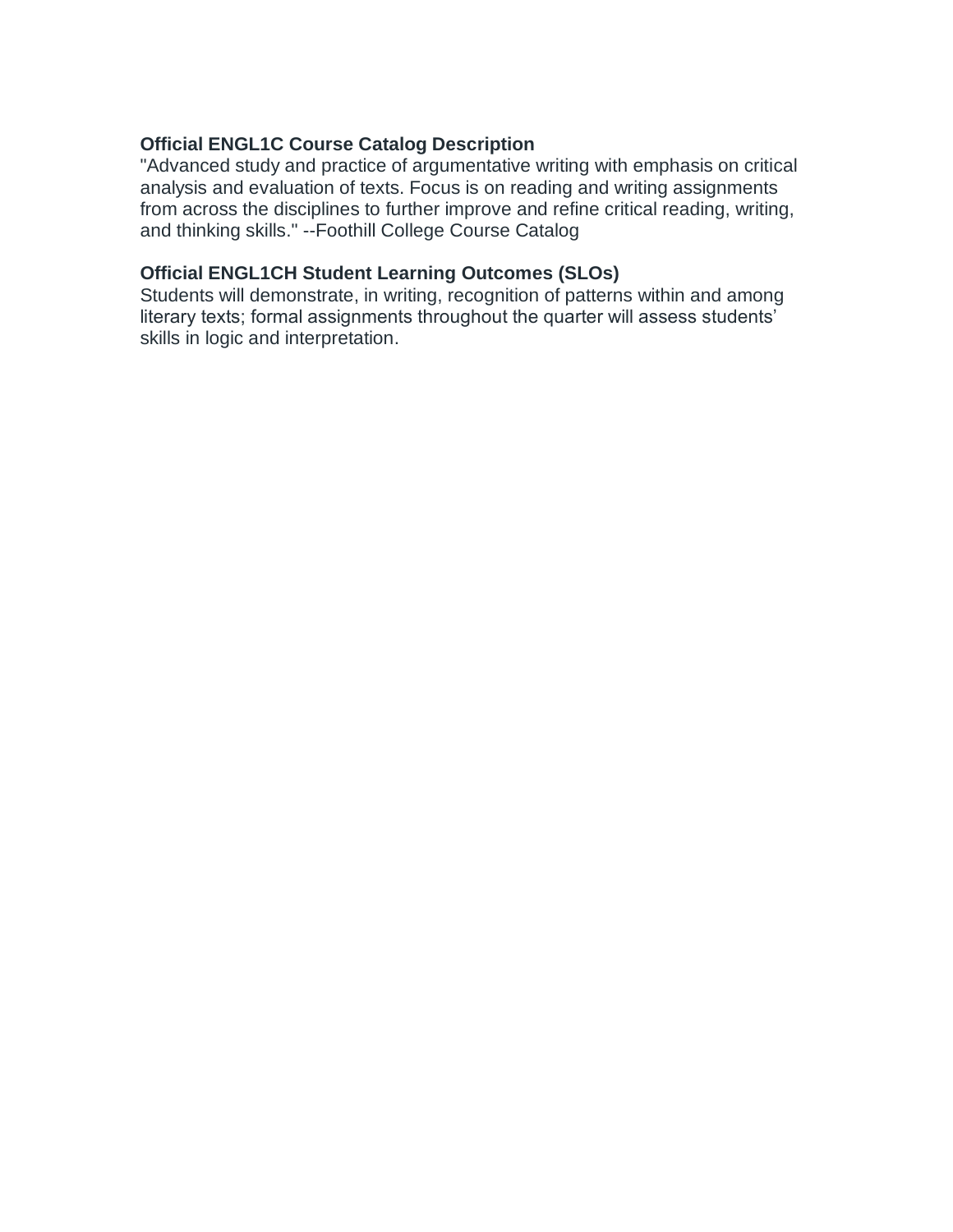**Official ENGL1C Course Catalog Description**

"Advanced study and practice of argumentative writing with emphasis on critical analysis and evaluation of texts. Focus is on reading and writing assignments from across the disciplines to further improve and refine critical reading, writing, and thinking skills." --Foothill College Course Catalog

**Official ENGL1CH Student Learning Outcomes (SLOs)**

Students will demonstrate, in writing, recognition of patterns within and among literary texts; formal assignments throughout the quarter will assess students' skills in logic and interpretation.